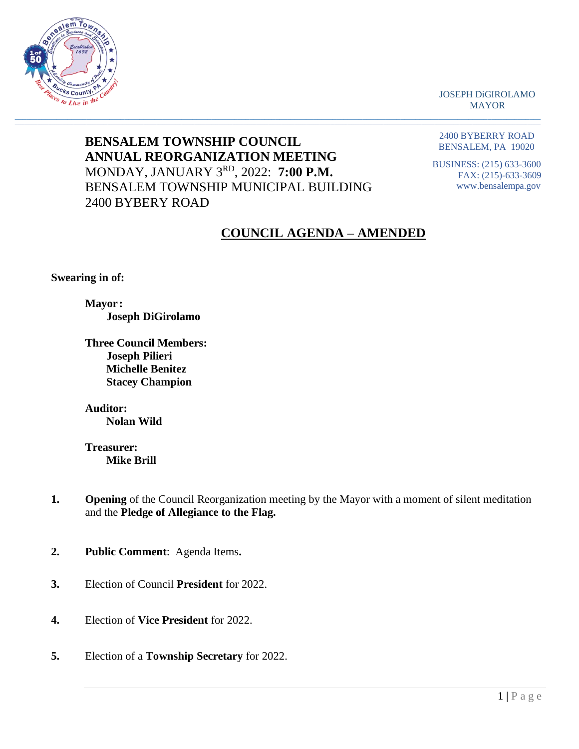JOSEPH DiGIROLAMO
MAYOR

2400 BYBERRY ROAD
BENSALEM, PA 19020

BUSINESS: (215) 633-3600
FAX: (215)-633-3609
www.bensalempa.gov

**BENSALEM TOWNSHIP COUNCIL**
**ANNUAL REORGANIZATION MEETING**
MONDAY, JANUARY 3RD, 2022: **7:00 P.M.**
BENSALEM TOWNSHIP MUNICIPAL BUILDING
2400 BYBERY ROAD

# COUNCIL AGENDA – AMENDED

**Swearing in of:**

**Mayor:**
**Joseph DiGirolamo**

**Three Council Members:**
**Joseph Pilieri**
**Michelle Benitez**
**Stacey Champion**

**Auditor:**
**Nolan Wild**

**Treasurer:**
**Mike Brill**

1. **Opening** of the Council Reorganization meeting by the Mayor with a moment of silent meditation and the **Pledge of Allegiance to the Flag.**

2. **Public Comment**: Agenda Items**.**

3. Election of Council **President** for 2022.

4. Election of **Vice President** for 2022.

5. Election of a **Township Secretary** for 2022.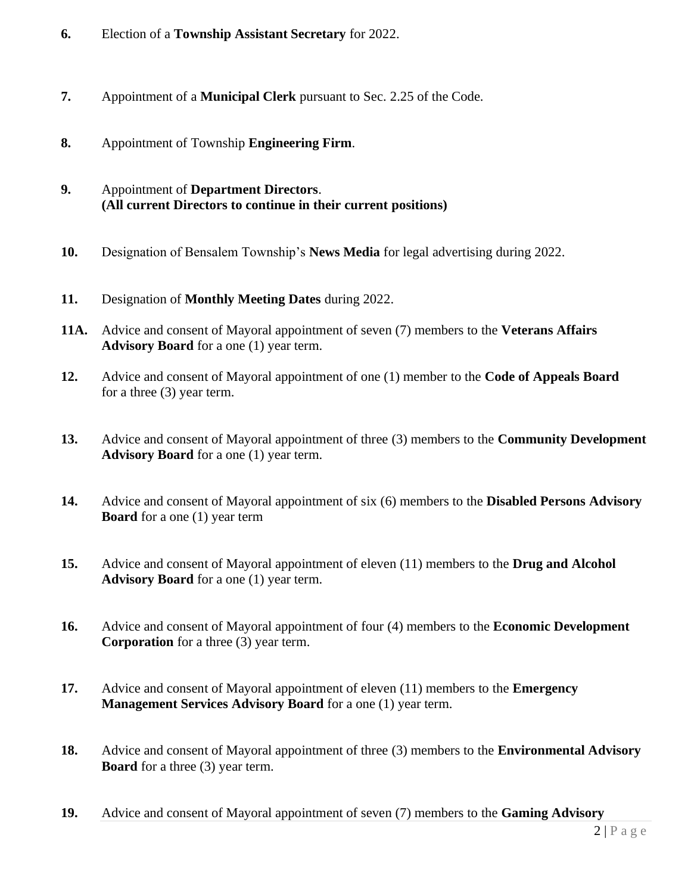**6.** Election of a **Township Assistant Secretary** for 2022.

**7.** Appointment of a **Municipal Clerk** pursuant to Sec. 2.25 of the Code.

**8.** Appointment of Township **Engineering Firm**.

**9.** Appointment of **Department Directors**.
**(All current Directors to continue in their current positions)**

**10.** Designation of Bensalem Township's **News Media** for legal advertising during 2022.

**11.** Designation of **Monthly Meeting Dates** during 2022.

**11A.** Advice and consent of Mayoral appointment of seven (7) members to the **Veterans Affairs Advisory Board** for a one (1) year term.

**12.** Advice and consent of Mayoral appointment of one (1) member to the **Code of Appeals Board** for a three (3) year term.

**13.** Advice and consent of Mayoral appointment of three (3) members to the **Community Development Advisory Board** for a one (1) year term.

**14.** Advice and consent of Mayoral appointment of six (6) members to the **Disabled Persons Advisory Board** for a one (1) year term

**15.** Advice and consent of Mayoral appointment of eleven (11) members to the **Drug and Alcohol Advisory Board** for a one (1) year term.

**16.** Advice and consent of Mayoral appointment of four (4) members to the **Economic Development Corporation** for a three (3) year term.

**17.** Advice and consent of Mayoral appointment of eleven (11) members to the **Emergency Management Services Advisory Board** for a one (1) year term.

**18.** Advice and consent of Mayoral appointment of three (3) members to the **Environmental Advisory Board** for a three (3) year term.

**19.** Advice and consent of Mayoral appointment of seven (7) members to the **Gaming Advisory**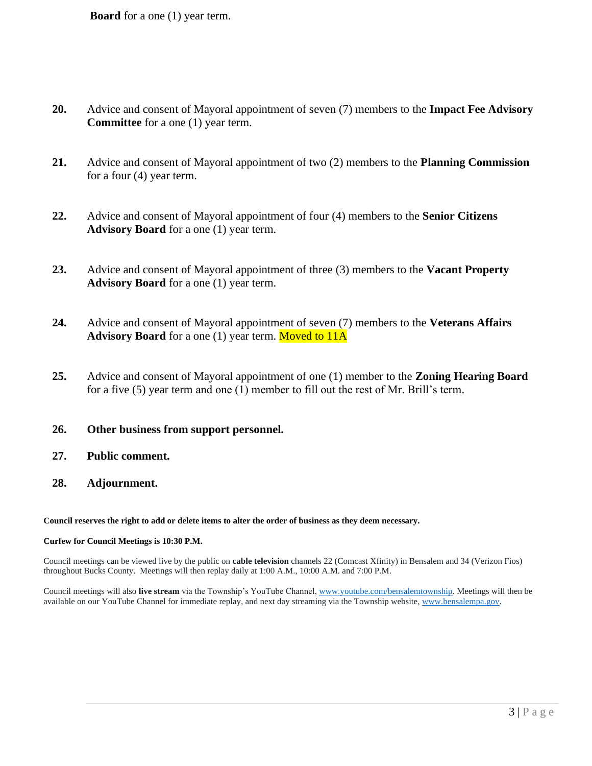**Board** for a one (1) year term.

20. Advice and consent of Mayoral appointment of seven (7) members to the **Impact Fee Advisory Committee** for a one (1) year term.

21. Advice and consent of Mayoral appointment of two (2) members to the **Planning Commission** for a four (4) year term.

22. Advice and consent of Mayoral appointment of four (4) members to the **Senior Citizens Advisory Board** for a one (1) year term.

23. Advice and consent of Mayoral appointment of three (3) members to the **Vacant Property Advisory Board** for a one (1) year term.

24. Advice and consent of Mayoral appointment of seven (7) members to the **Veterans Affairs Advisory Board** for a one (1) year term. Moved to 11A

25. Advice and consent of Mayoral appointment of one (1) member to the **Zoning Hearing Board** for a five (5) year term and one (1) member to fill out the rest of Mr. Brill's term.

26. **Other business from support personnel.**

27. **Public comment.**

28. **Adjournment.**

**Council reserves the right to add or delete items to alter the order of business as they deem necessary.**

**Curfew for Council Meetings is 10:30 P.M.**

Council meetings can be viewed live by the public on **cable television** channels 22 (Comcast Xfinity) in Bensalem and 34 (Verizon Fios) throughout Bucks County. Meetings will then replay daily at 1:00 A.M., 10:00 A.M. and 7:00 P.M.

Council meetings will also **live stream** via the Township's YouTube Channel, www.youtube.com/bensalemtownship. Meetings will then be available on our YouTube Channel for immediate replay, and next day streaming via the Township website, www.bensalempa.gov.